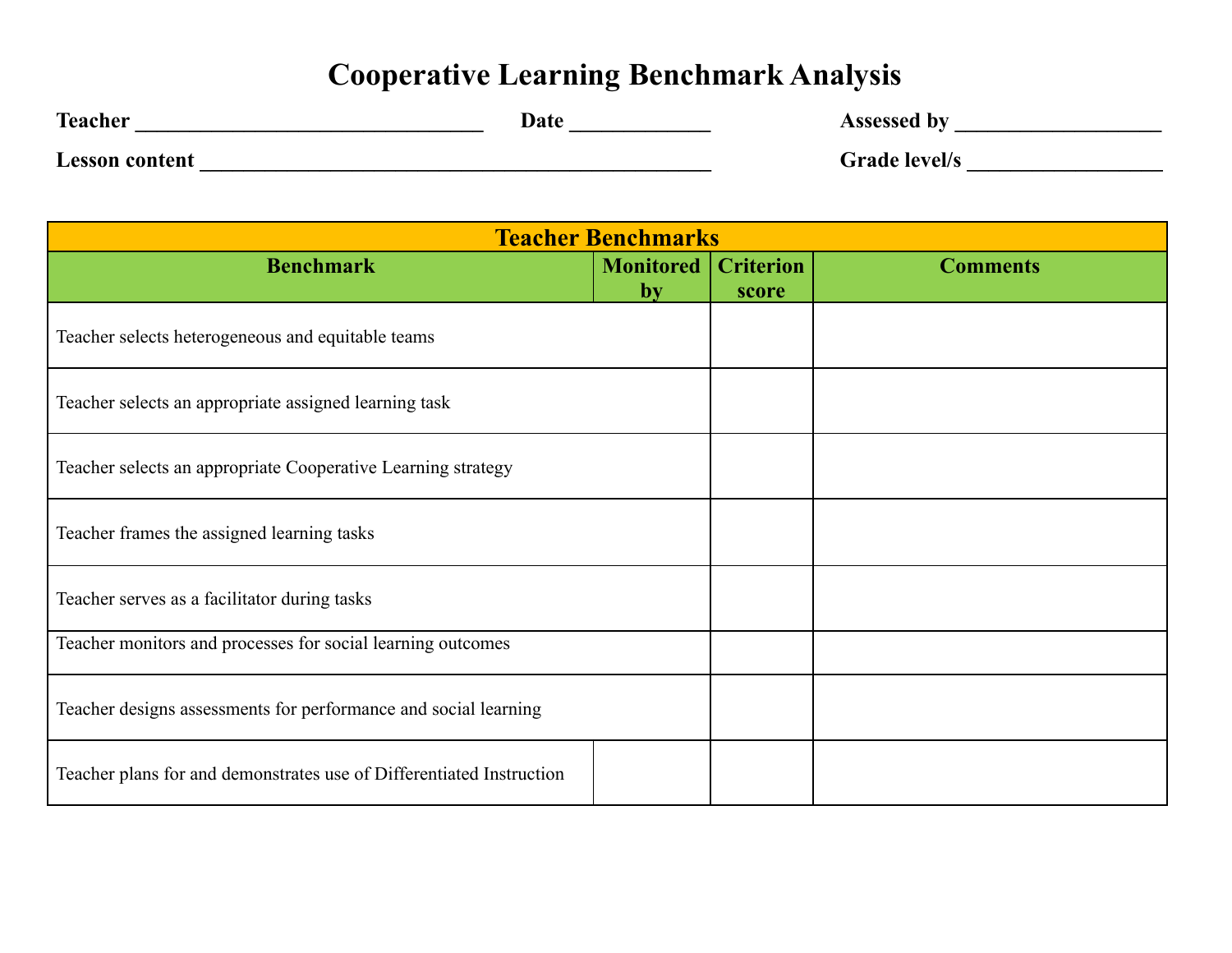# Cooperative Learning Benchmark Analysis

**Teacher** ________________________________ **Date** _____________ **Assessed by** ___________________

**Lesson content** _______________________________________________ **Grade level/s** __________________

| Teacher Benchmarks | | | |
|---|---|---|---|
| **Benchmark** | **Monitored by** | **Criterion score** | **Comments** |
| Teacher selects heterogeneous and equitable teams | | | |
| Teacher selects an appropriate assigned learning task | | | |
| Teacher selects an appropriate Cooperative Learning strategy | | | |
| Teacher frames the assigned learning tasks | | | |
| Teacher serves as a facilitator during tasks | | | |
| Teacher monitors and processes for social learning outcomes | | | |
| Teacher designs assessments for performance and social learning | | | |
| Teacher plans for and demonstrates use of Differentiated Instruction | | | |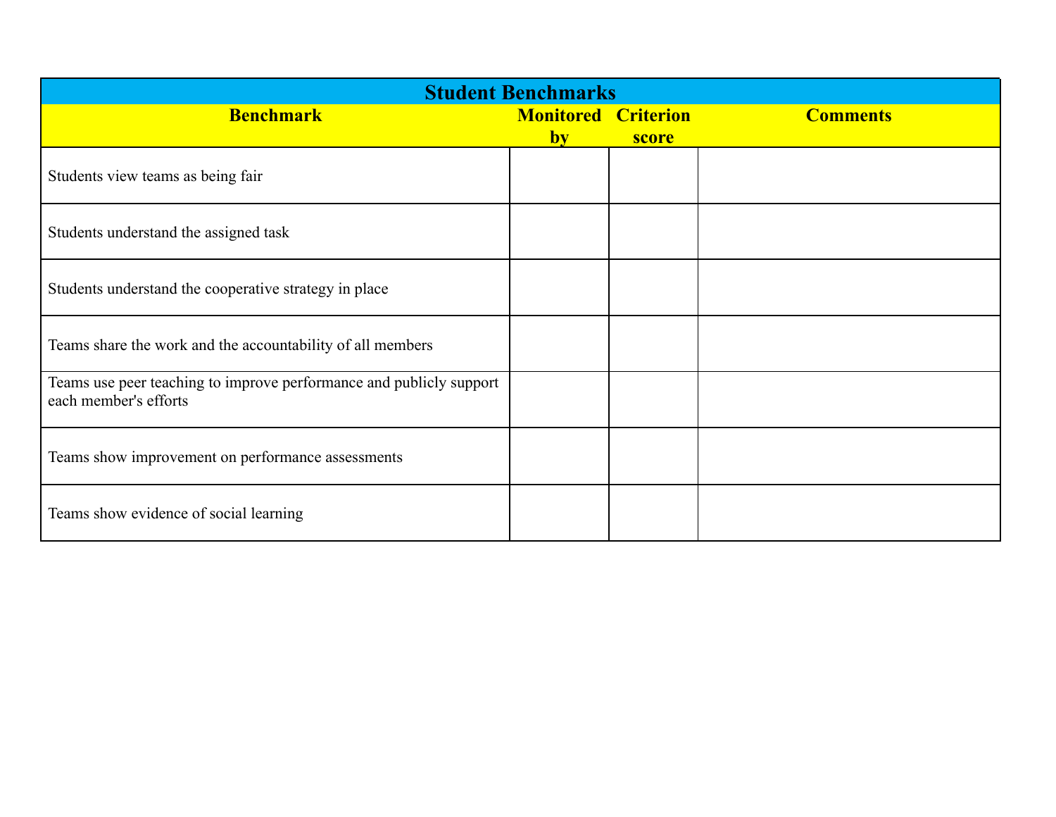| Student Benchmarks | | | |
|---|---|---|---|
| **Benchmark** | **Monitored by** | **Criterion score** | **Comments** |
| Students view teams as being fair | | | |
| Students understand the assigned task | | | |
| Students understand the cooperative strategy in place | | | |
| Teams share the work and the accountability of all members | | | |
| Teams use peer teaching to improve performance and publicly support each member's efforts | | | |
| Teams show improvement on performance assessments | | | |
| Teams show evidence of social learning | | | |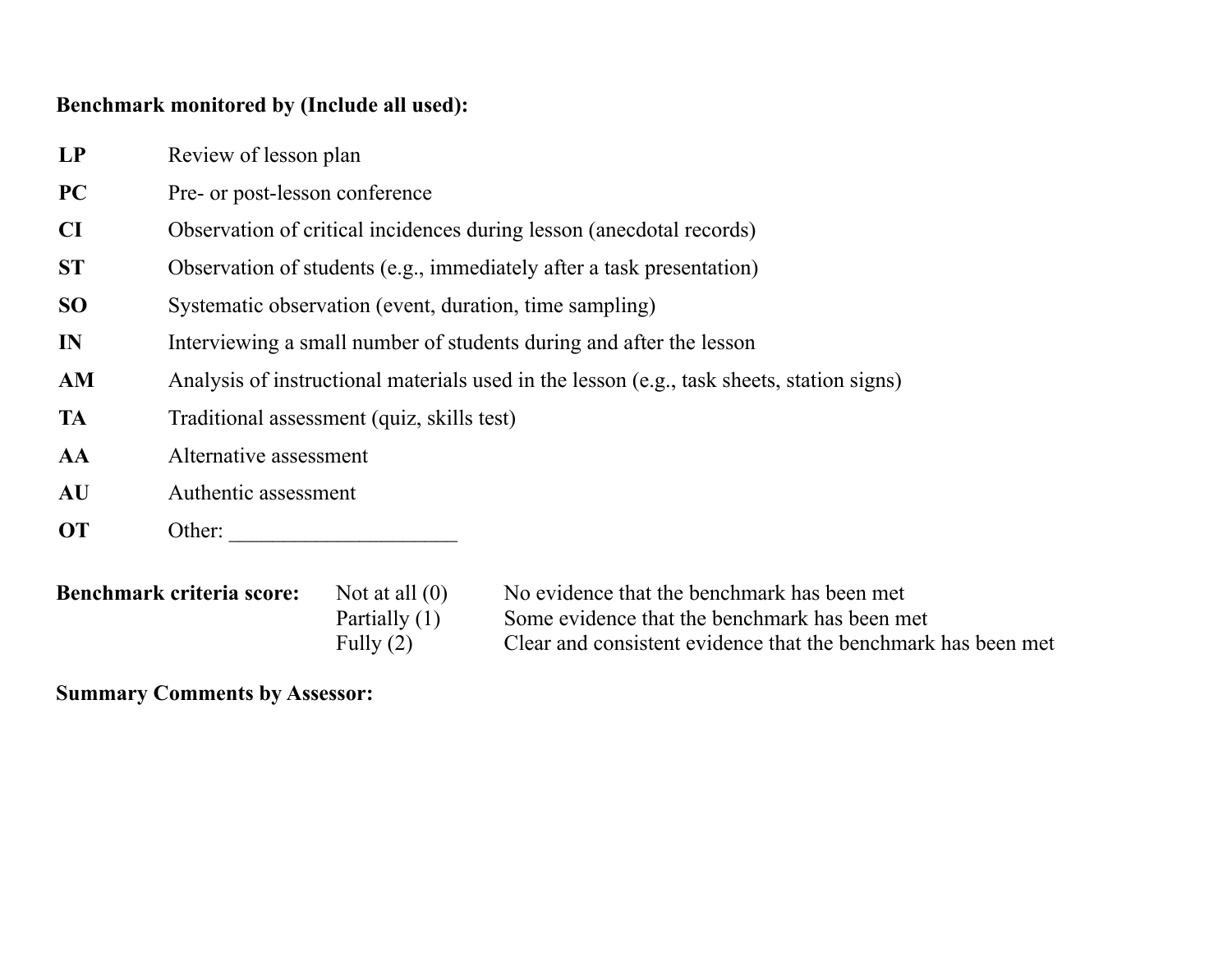**Benchmark monitored by (Include all used):**

| | |
|---|---|
| **LP** | Review of lesson plan |
| **PC** | Pre- or post-lesson conference |
| **CI** | Observation of critical incidences during lesson (anecdotal records) |
| **ST** | Observation of students (e.g., immediately after a task presentation) |
| **SO** | Systematic observation (event, duration, time sampling) |
| **IN** | Interviewing a small number of students during and after the lesson |
| **AM** | Analysis of instructional materials used in the lesson (e.g., task sheets, station signs) |
| **TA** | Traditional assessment (quiz, skills test) |
| **AA** | Alternative assessment |
| **AU** | Authentic assessment |
| **OT** | Other: ____________________ |

| | | |
|---|---|---|
| **Benchmark criteria score:** | Not at all (0) | No evidence that the benchmark has been met |
| | Partially (1) | Some evidence that the benchmark has been met |
| | Fully (2) | Clear and consistent evidence that the benchmark has been met |

**Summary Comments by Assessor:**